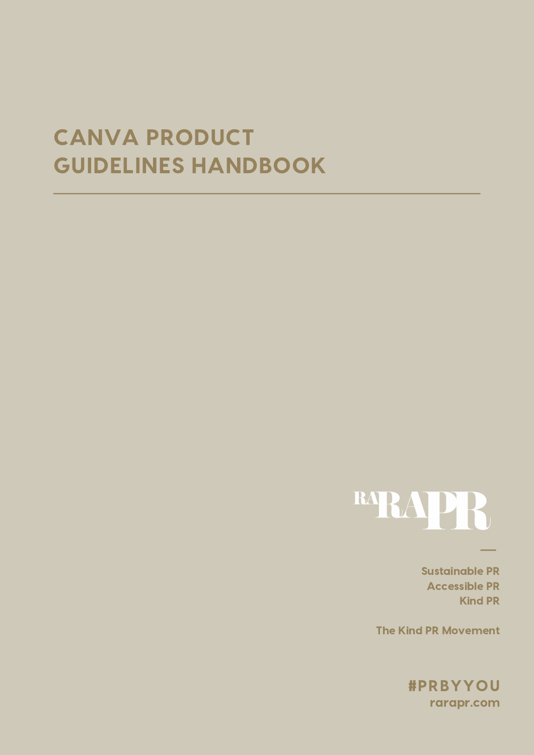# CANVA PRODUCT GUIDELINES HANDBOOK

RARAPR

Sustainable PR
Accessible PR
Kind PR

The Kind PR Movement

#PRBYYOU
rarapr.com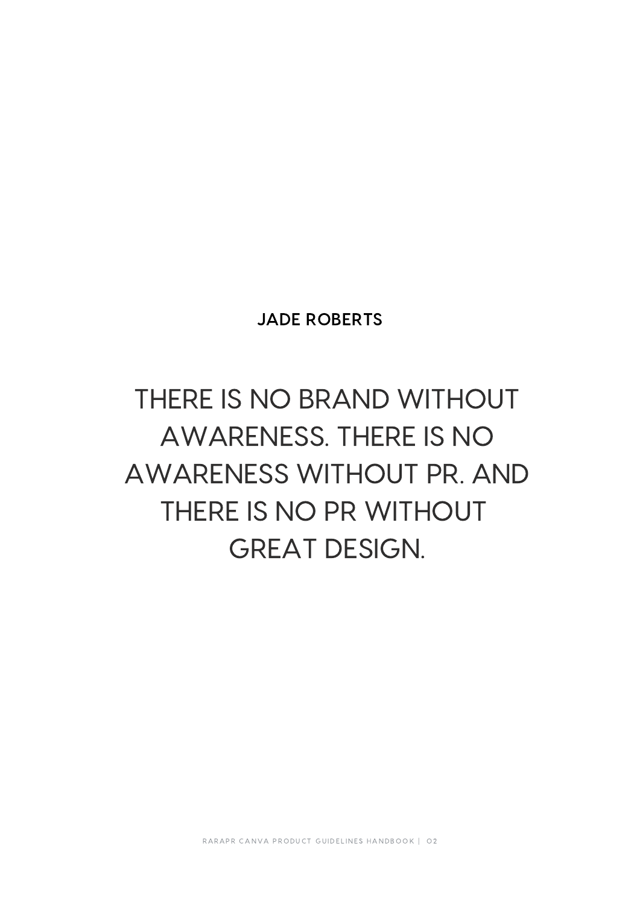**JADE ROBERTS**

THERE IS NO BRAND WITHOUT AWARENESS. THERE IS NO AWARENESS WITHOUT PR. AND THERE IS NO PR WITHOUT GREAT DESIGN.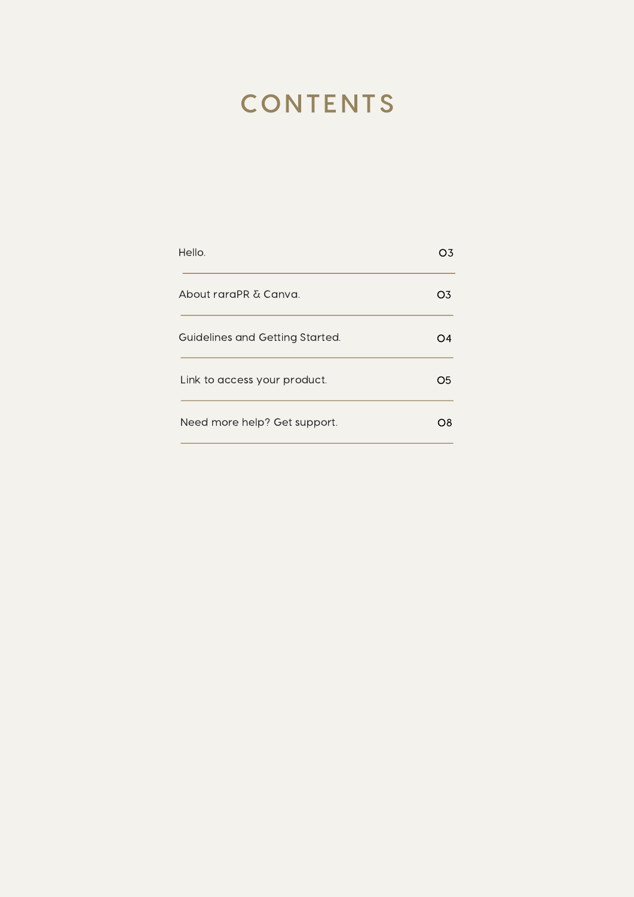# CONTENTS

| | |
|---|---|
| Hello. | 03 |
| About raraPR & Canva. | 03 |
| Guidelines and Getting Started. | 04 |
| Link to access your product. | 05 |
| Need more help? Get support. | 08 |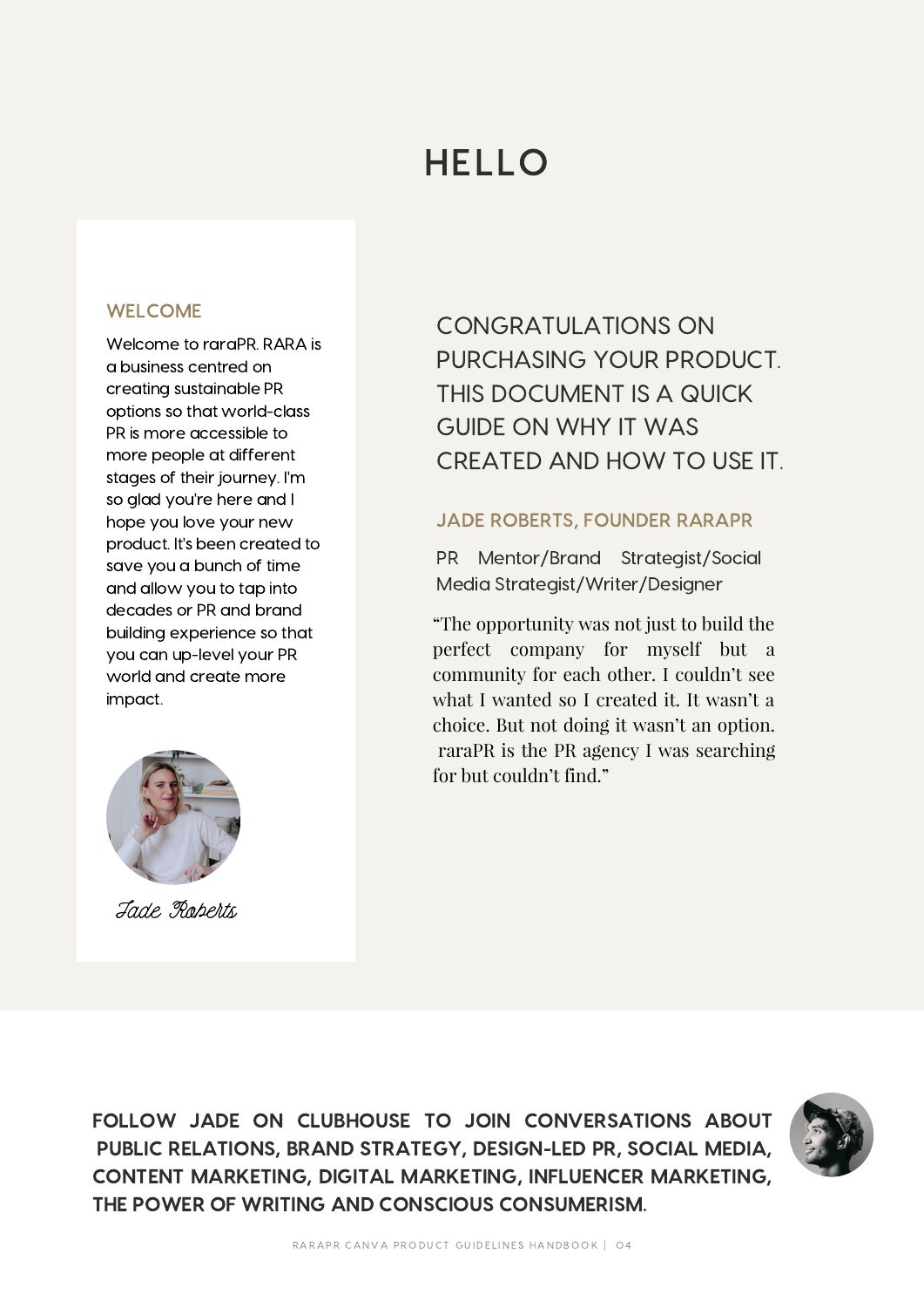# HELLO

### WELCOME

Welcome to raraPR. RARA is a business centred on creating sustainable PR options so that world-class PR is more accessible to more people at different stages of their journey. I'm so glad you're here and I hope you love your new product. It's been created to save you a bunch of time and allow you to tap into decades or PR and brand building experience so that you can up-level your PR world and create more impact.

Jade Roberts

CONGRATULATIONS ON PURCHASING YOUR PRODUCT. THIS DOCUMENT IS A QUICK GUIDE ON WHY IT WAS CREATED AND HOW TO USE IT.

### JADE ROBERTS, FOUNDER RARAPR

PR Mentor/Brand Strategist/Social Media Strategist/Writer/Designer

"The opportunity was not just to build the perfect company for myself but a community for each other. I couldn't see what I wanted so I created it. It wasn't a choice. But not doing it wasn't an option. raraPR is the PR agency I was searching for but couldn't find."

**FOLLOW JADE ON CLUBHOUSE TO JOIN CONVERSATIONS ABOUT PUBLIC RELATIONS, BRAND STRATEGY, DESIGN-LED PR, SOCIAL MEDIA, CONTENT MARKETING, DIGITAL MARKETING, INFLUENCER MARKETING, THE POWER OF WRITING AND CONSCIOUS CONSUMERISM.**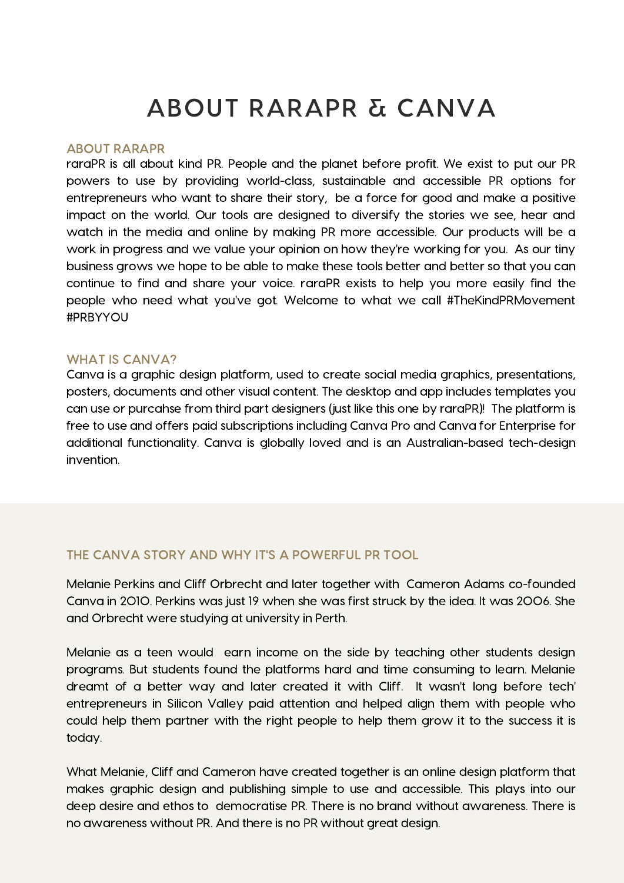# ABOUT RARAPR & CANVA

### ABOUT RARAPR

raraPR is all about kind PR. People and the planet before profit. We exist to put our PR powers to use by providing world-class, sustainable and accessible PR options for entrepreneurs who want to share their story, be a force for good and make a positive impact on the world. Our tools are designed to diversify the stories we see, hear and watch in the media and online by making PR more accessible. Our products will be a work in progress and we value your opinion on how they're working for you. As our tiny business grows we hope to be able to make these tools better and better so that you can continue to find and share your voice. raraPR exists to help you more easily find the people who need what you've got. Welcome to what we call #TheKindPRMovement #PRBYYOU

### WHAT IS CANVA?

Canva is a graphic design platform, used to create social media graphics, presentations, posters, documents and other visual content. The desktop and app includes templates you can use or purcahse from third part designers (just like this one by raraPR)! The platform is free to use and offers paid subscriptions including Canva Pro and Canva for Enterprise for additional functionality. Canva is globally loved and is an Australian-based tech-design invention.

### THE CANVA STORY AND WHY IT'S A POWERFUL PR TOOL

Melanie Perkins and Cliff Orbrecht and later together with Cameron Adams co-founded Canva in 2010. Perkins was just 19 when she was first struck by the idea. It was 2006. She and Orbrecht were studying at university in Perth.

Melanie as a teen would earn income on the side by teaching other students design programs. But students found the platforms hard and time consuming to learn. Melanie dreamt of a better way and later created it with Cliff. It wasn't long before tech' entrepreneurs in Silicon Valley paid attention and helped align them with people who could help them partner with the right people to help them grow it to the success it is today.

What Melanie, Cliff and Cameron have created together is an online design platform that makes graphic design and publishing simple to use and accessible. This plays into our deep desire and ethos to democratise PR. There is no brand without awareness. There is no awareness without PR. And there is no PR without great design.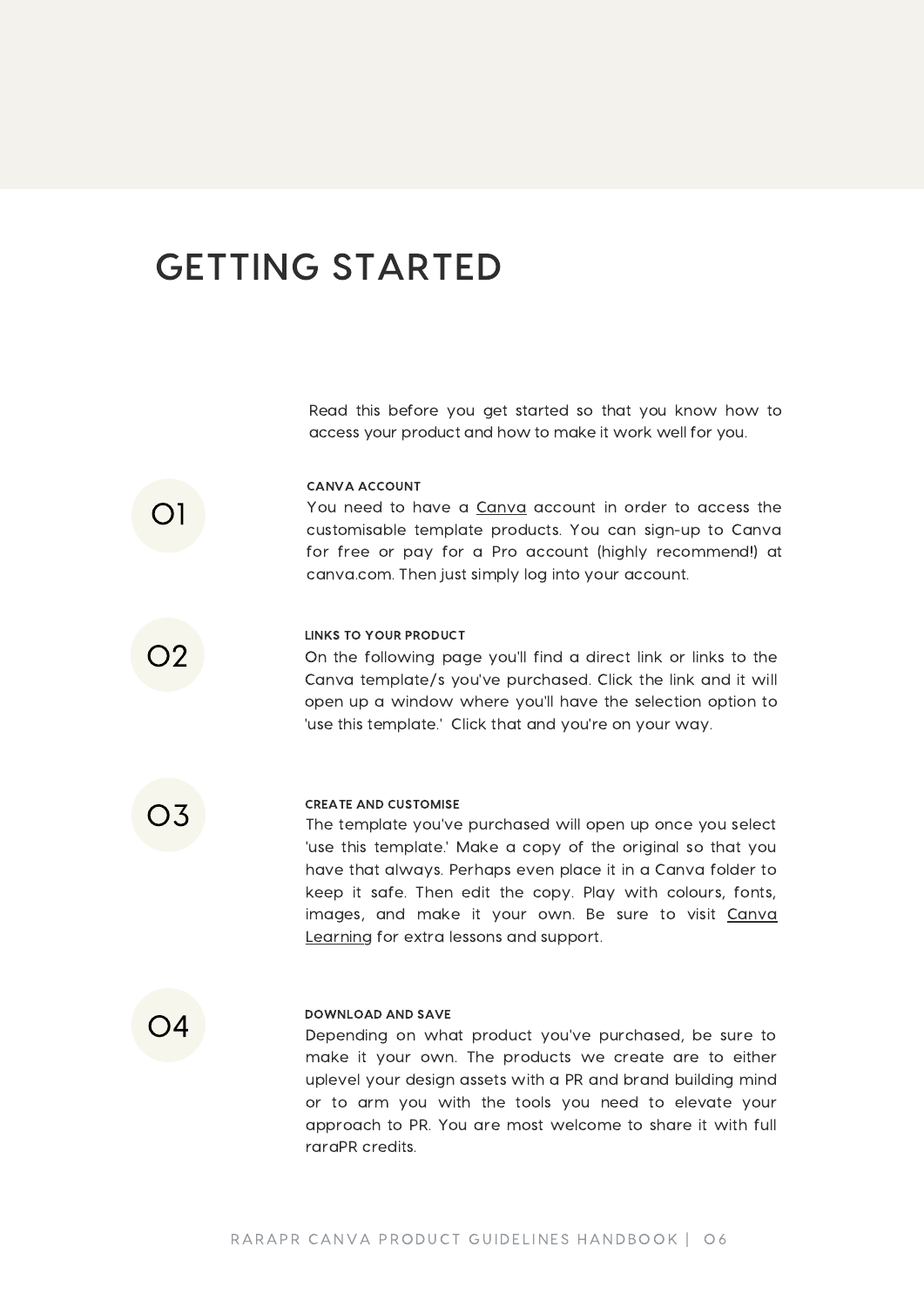# GETTING STARTED

Read this before you get started so that you know how to access your product and how to make it work well for you.

01

**CANVA ACCOUNT**

You need to have a Canva account in order to access the customisable template products. You can sign-up to Canva for free or pay for a Pro account (highly recommend!) at canva.com. Then just simply log into your account.

02

**LINKS TO YOUR PRODUCT**

On the following page you'll find a direct link or links to the Canva template/s you've purchased. Click the link and it will open up a window where you'll have the selection option to 'use this template.' Click that and you're on your way.

03

**CREATE AND CUSTOMISE**

The template you've purchased will open up once you select 'use this template.' Make a copy of the original so that you have that always. Perhaps even place it in a Canva folder to keep it safe. Then edit the copy. Play with colours, fonts, images, and make it your own. Be sure to visit Canva Learning for extra lessons and support.

04

**DOWNLOAD AND SAVE**

Depending on what product you've purchased, be sure to make it your own. The products we create are to either uplevel your design assets with a PR and brand building mind or to arm you with the tools you need to elevate your approach to PR. You are most welcome to share it with full raraPR credits.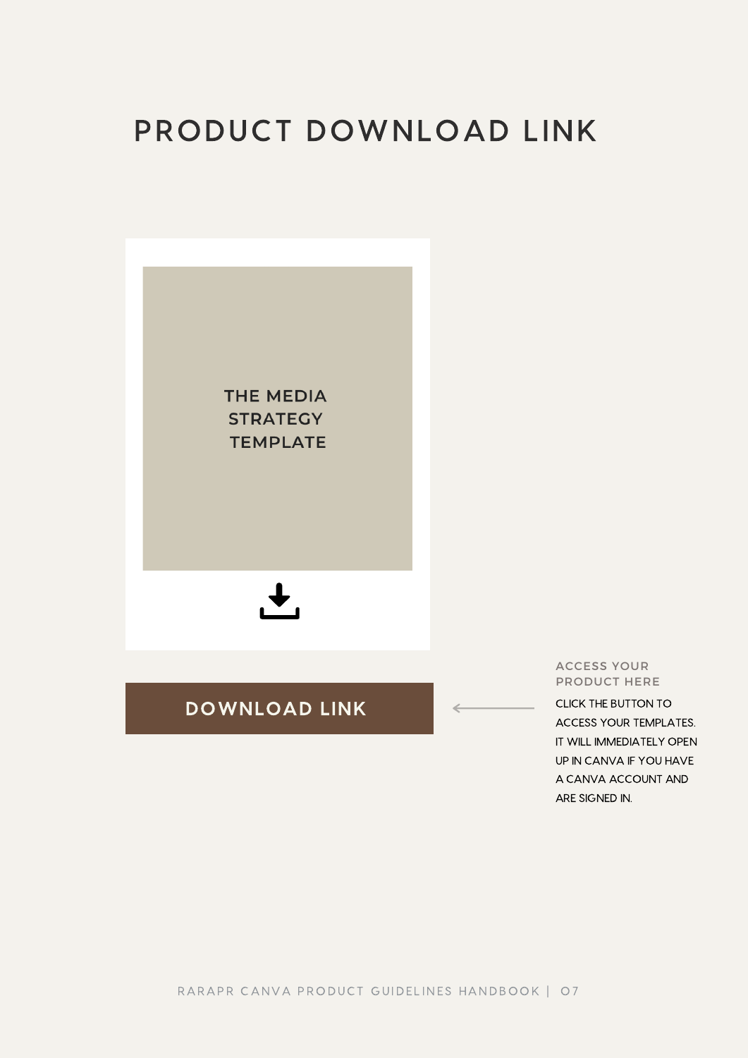# PRODUCT DOWNLOAD LINK

THE MEDIA STRATEGY TEMPLATE

DOWNLOAD LINK

ACCESS YOUR PRODUCT HERE

CLICK THE BUTTON TO ACCESS YOUR TEMPLATES. IT WILL IMMEDIATELY OPEN UP IN CANVA IF YOU HAVE A CANVA ACCOUNT AND ARE SIGNED IN.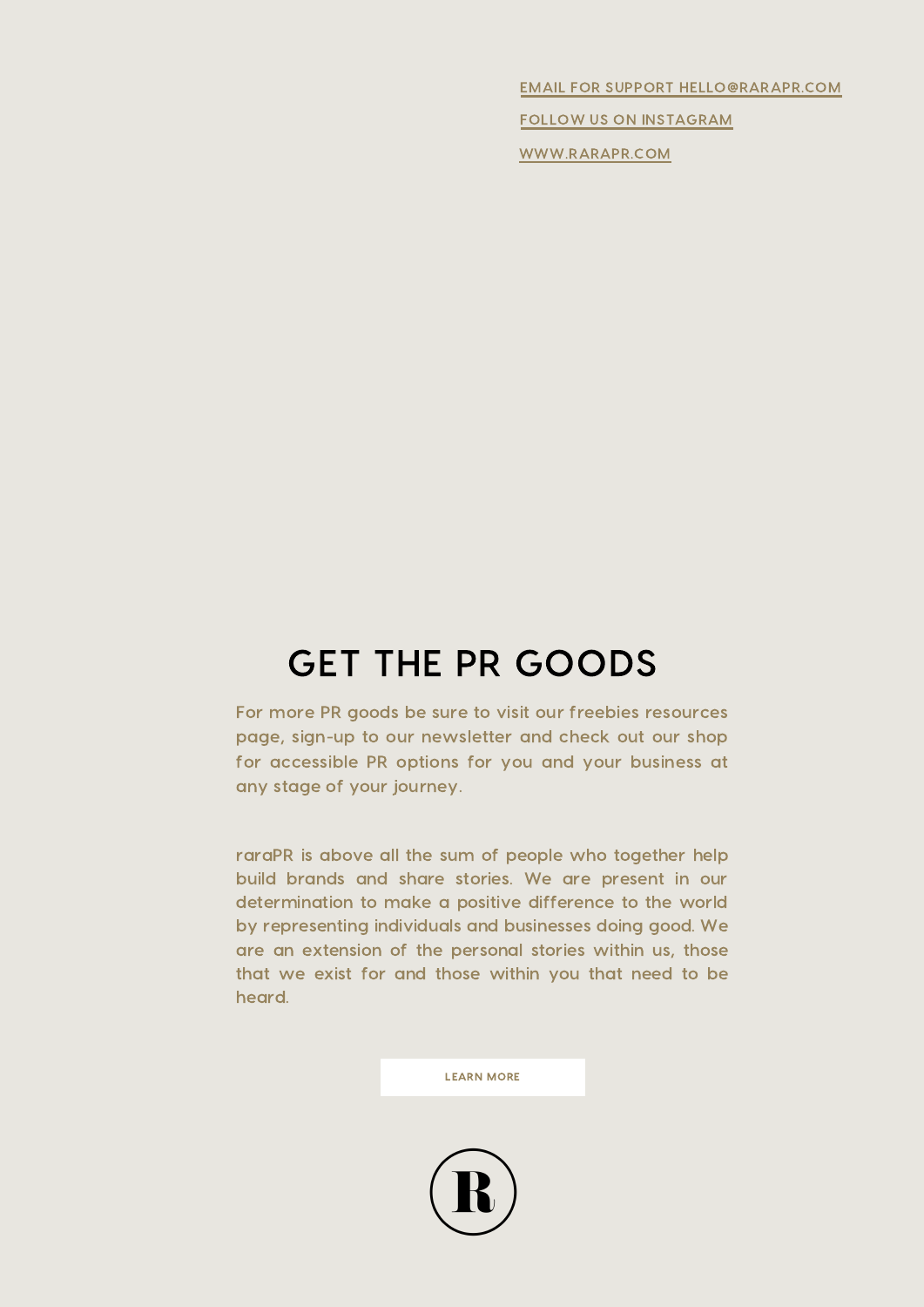EMAIL FOR SUPPORT HELLO@RARAPR.COM

FOLLOW US ON INSTAGRAM

WWW.RARAPR.COM

# GET THE PR GOODS

For more PR goods be sure to visit our freebies resources page, sign-up to our newsletter and check out our shop for accessible PR options for you and your business at any stage of your journey.

raraPR is above all the sum of people who together help build brands and share stories. We are present in our determination to make a positive difference to the world by representing individuals and businesses doing good. We are an extension of the personal stories within us, those that we exist for and those within you that need to be heard.

LEARN MORE